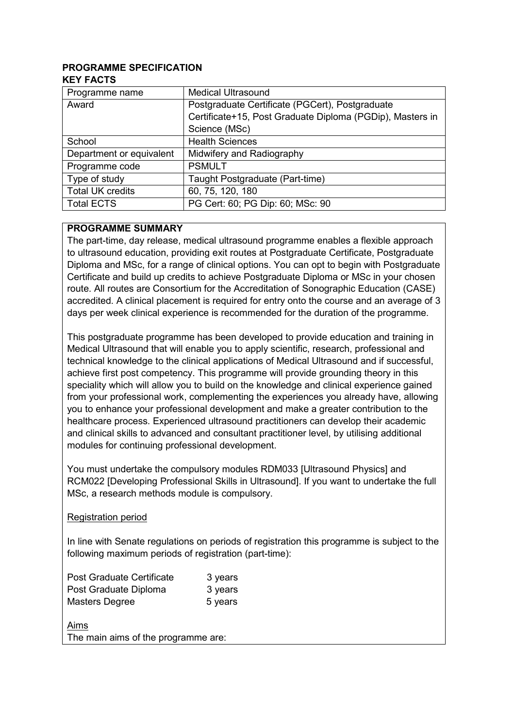# PROGRAMME SPECIFICATION

## KEY FACTS

| | |
|---|---|
| Programme name | Medical Ultrasound |
| Award | Postgraduate Certificate (PGCert), Postgraduate Certificate+15, Post Graduate Diploma (PGDip), Masters in Science (MSc) |
| School | Health Sciences |
| Department or equivalent | Midwifery and Radiography |
| Programme code | PSMULT |
| Type of study | Taught Postgraduate (Part-time) |
| Total UK credits | 60, 75, 120, 180 |
| Total ECTS | PG Cert: 60; PG Dip: 60; MSc: 90 |

## PROGRAMME SUMMARY

The part-time, day release, medical ultrasound programme enables a flexible approach to ultrasound education, providing exit routes at Postgraduate Certificate, Postgraduate Diploma and MSc, for a range of clinical options. You can opt to begin with Postgraduate Certificate and build up credits to achieve Postgraduate Diploma or MSc in your chosen route. All routes are Consortium for the Accreditation of Sonographic Education (CASE) accredited. A clinical placement is required for entry onto the course and an average of 3 days per week clinical experience is recommended for the duration of the programme.

This postgraduate programme has been developed to provide education and training in Medical Ultrasound that will enable you to apply scientific, research, professional and technical knowledge to the clinical applications of Medical Ultrasound and if successful, achieve first post competency. This programme will provide grounding theory in this speciality which will allow you to build on the knowledge and clinical experience gained from your professional work, complementing the experiences you already have, allowing you to enhance your professional development and make a greater contribution to the healthcare process. Experienced ultrasound practitioners can develop their academic and clinical skills to advanced and consultant practitioner level, by utilising additional modules for continuing professional development.

You must undertake the compulsory modules RDM033 [Ultrasound Physics] and RCM022 [Developing Professional Skills in Ultrasound]. If you want to undertake the full MSc, a research methods module is compulsory.

### Registration period

In line with Senate regulations on periods of registration this programme is subject to the following maximum periods of registration (part-time):

| | |
|---|---|
| Post Graduate Certificate | 3 years |
| Post Graduate Diploma | 3 years |
| Masters Degree | 5 years |

### Aims

The main aims of the programme are: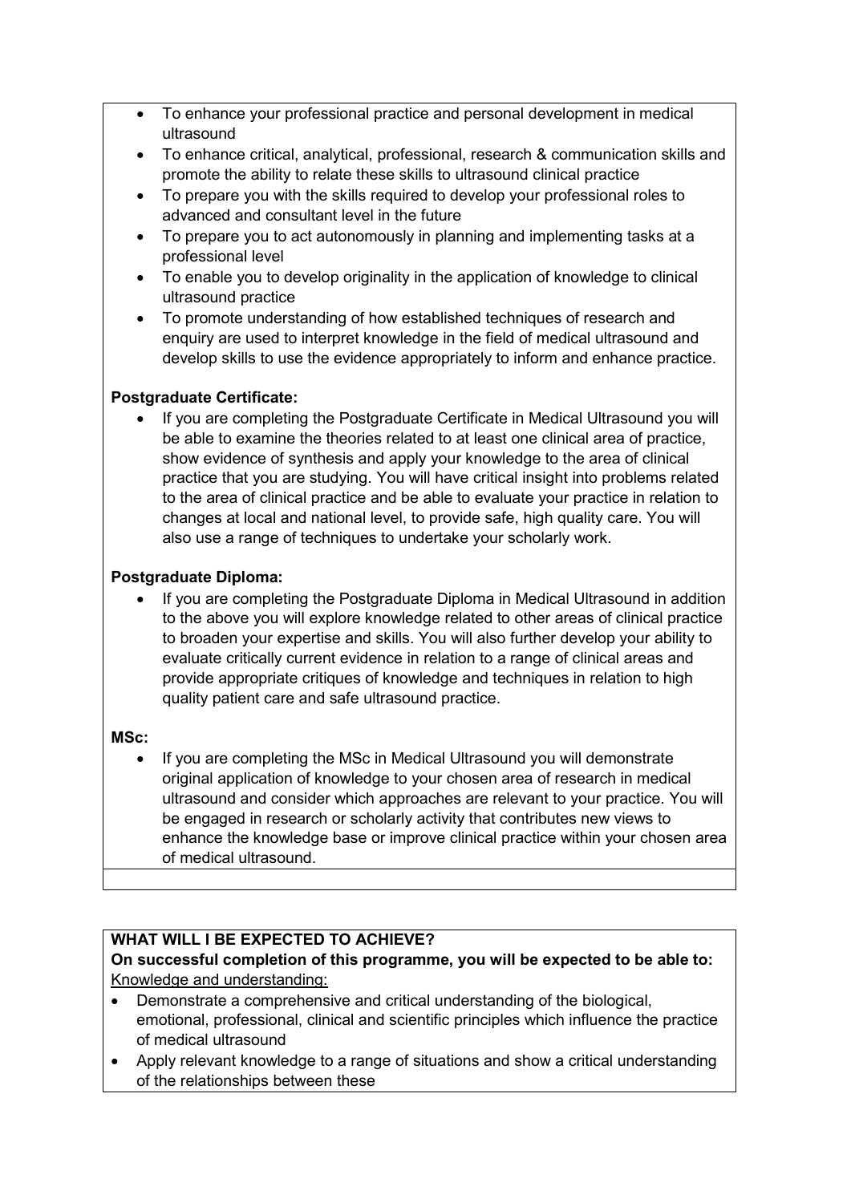- To enhance your professional practice and personal development in medical ultrasound
- To enhance critical, analytical, professional, research & communication skills and promote the ability to relate these skills to ultrasound clinical practice
- To prepare you with the skills required to develop your professional roles to advanced and consultant level in the future
- To prepare you to act autonomously in planning and implementing tasks at a professional level
- To enable you to develop originality in the application of knowledge to clinical ultrasound practice
- To promote understanding of how established techniques of research and enquiry are used to interpret knowledge in the field of medical ultrasound and develop skills to use the evidence appropriately to inform and enhance practice.

**Postgraduate Certificate:**

- If you are completing the Postgraduate Certificate in Medical Ultrasound you will be able to examine the theories related to at least one clinical area of practice, show evidence of synthesis and apply your knowledge to the area of clinical practice that you are studying. You will have critical insight into problems related to the area of clinical practice and be able to evaluate your practice in relation to changes at local and national level, to provide safe, high quality care. You will also use a range of techniques to undertake your scholarly work.

**Postgraduate Diploma:**

- If you are completing the Postgraduate Diploma in Medical Ultrasound in addition to the above you will explore knowledge related to other areas of clinical practice to broaden your expertise and skills. You will also further develop your ability to evaluate critically current evidence in relation to a range of clinical areas and provide appropriate critiques of knowledge and techniques in relation to high quality patient care and safe ultrasound practice.

**MSc:**

- If you are completing the MSc in Medical Ultrasound you will demonstrate original application of knowledge to your chosen area of research in medical ultrasound and consider which approaches are relevant to your practice. You will be engaged in research or scholarly activity that contributes new views to enhance the knowledge base or improve clinical practice within your chosen area of medical ultrasound.

**WHAT WILL I BE EXPECTED TO ACHIEVE?**

**On successful completion of this programme, you will be expected to be able to:**

Knowledge and understanding:

- Demonstrate a comprehensive and critical understanding of the biological, emotional, professional, clinical and scientific principles which influence the practice of medical ultrasound
- Apply relevant knowledge to a range of situations and show a critical understanding of the relationships between these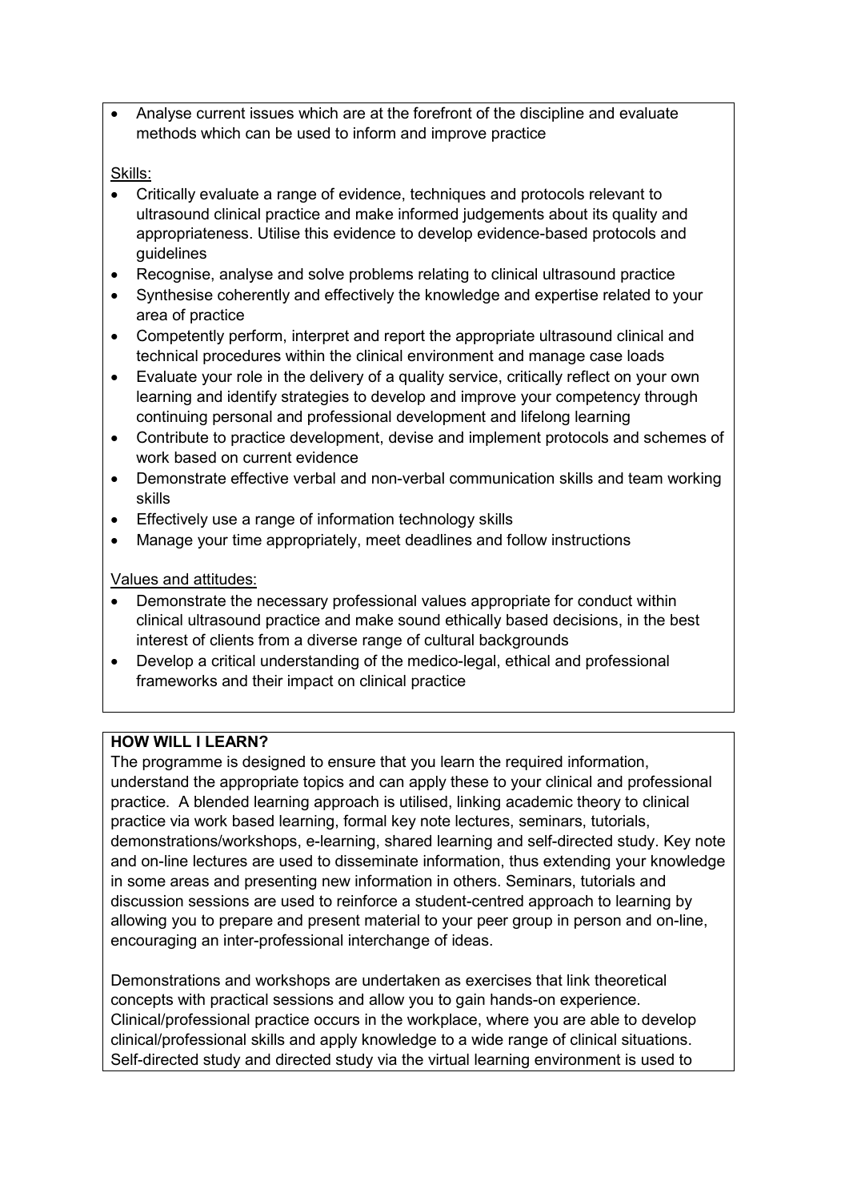- Analyse current issues which are at the forefront of the discipline and evaluate methods which can be used to inform and improve practice

Skills:

- Critically evaluate a range of evidence, techniques and protocols relevant to ultrasound clinical practice and make informed judgements about its quality and appropriateness. Utilise this evidence to develop evidence-based protocols and guidelines
- Recognise, analyse and solve problems relating to clinical ultrasound practice
- Synthesise coherently and effectively the knowledge and expertise related to your area of practice
- Competently perform, interpret and report the appropriate ultrasound clinical and technical procedures within the clinical environment and manage case loads
- Evaluate your role in the delivery of a quality service, critically reflect on your own learning and identify strategies to develop and improve your competency through continuing personal and professional development and lifelong learning
- Contribute to practice development, devise and implement protocols and schemes of work based on current evidence
- Demonstrate effective verbal and non-verbal communication skills and team working skills
- Effectively use a range of information technology skills
- Manage your time appropriately, meet deadlines and follow instructions

Values and attitudes:

- Demonstrate the necessary professional values appropriate for conduct within clinical ultrasound practice and make sound ethically based decisions, in the best interest of clients from a diverse range of cultural backgrounds
- Develop a critical understanding of the medico-legal, ethical and professional frameworks and their impact on clinical practice

**HOW WILL I LEARN?**

The programme is designed to ensure that you learn the required information, understand the appropriate topics and can apply these to your clinical and professional practice. A blended learning approach is utilised, linking academic theory to clinical practice via work based learning, formal key note lectures, seminars, tutorials, demonstrations/workshops, e-learning, shared learning and self-directed study. Key note and on-line lectures are used to disseminate information, thus extending your knowledge in some areas and presenting new information in others. Seminars, tutorials and discussion sessions are used to reinforce a student-centred approach to learning by allowing you to prepare and present material to your peer group in person and on-line, encouraging an inter-professional interchange of ideas.

Demonstrations and workshops are undertaken as exercises that link theoretical concepts with practical sessions and allow you to gain hands-on experience. Clinical/professional practice occurs in the workplace, where you are able to develop clinical/professional skills and apply knowledge to a wide range of clinical situations. Self-directed study and directed study via the virtual learning environment is used to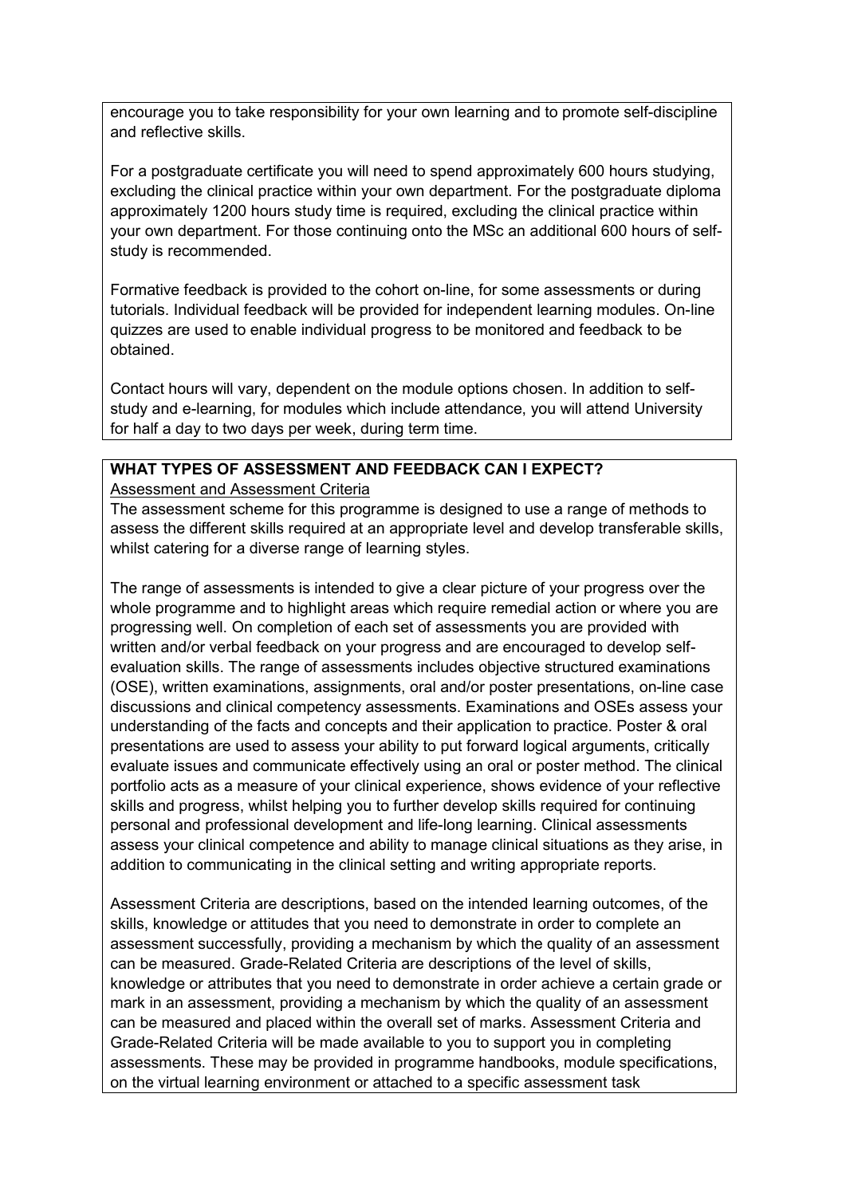encourage you to take responsibility for your own learning and to promote self-discipline and reflective skills.

For a postgraduate certificate you will need to spend approximately 600 hours studying, excluding the clinical practice within your own department. For the postgraduate diploma approximately 1200 hours study time is required, excluding the clinical practice within your own department. For those continuing onto the MSc an additional 600 hours of self-study is recommended.

Formative feedback is provided to the cohort on-line, for some assessments or during tutorials. Individual feedback will be provided for independent learning modules. On-line quizzes are used to enable individual progress to be monitored and feedback to be obtained.

Contact hours will vary, dependent on the module options chosen. In addition to self-study and e-learning, for modules which include attendance, you will attend University for half a day to two days per week, during term time.

## WHAT TYPES OF ASSESSMENT AND FEEDBACK CAN I EXPECT?

Assessment and Assessment Criteria

The assessment scheme for this programme is designed to use a range of methods to assess the different skills required at an appropriate level and develop transferable skills, whilst catering for a diverse range of learning styles.

The range of assessments is intended to give a clear picture of your progress over the whole programme and to highlight areas which require remedial action or where you are progressing well. On completion of each set of assessments you are provided with written and/or verbal feedback on your progress and are encouraged to develop self-evaluation skills. The range of assessments includes objective structured examinations (OSE), written examinations, assignments, oral and/or poster presentations, on-line case discussions and clinical competency assessments. Examinations and OSEs assess your understanding of the facts and concepts and their application to practice. Poster & oral presentations are used to assess your ability to put forward logical arguments, critically evaluate issues and communicate effectively using an oral or poster method. The clinical portfolio acts as a measure of your clinical experience, shows evidence of your reflective skills and progress, whilst helping you to further develop skills required for continuing personal and professional development and life-long learning. Clinical assessments assess your clinical competence and ability to manage clinical situations as they arise, in addition to communicating in the clinical setting and writing appropriate reports.

Assessment Criteria are descriptions, based on the intended learning outcomes, of the skills, knowledge or attitudes that you need to demonstrate in order to complete an assessment successfully, providing a mechanism by which the quality of an assessment can be measured. Grade-Related Criteria are descriptions of the level of skills, knowledge or attributes that you need to demonstrate in order achieve a certain grade or mark in an assessment, providing a mechanism by which the quality of an assessment can be measured and placed within the overall set of marks. Assessment Criteria and Grade-Related Criteria will be made available to you to support you in completing assessments. These may be provided in programme handbooks, module specifications, on the virtual learning environment or attached to a specific assessment task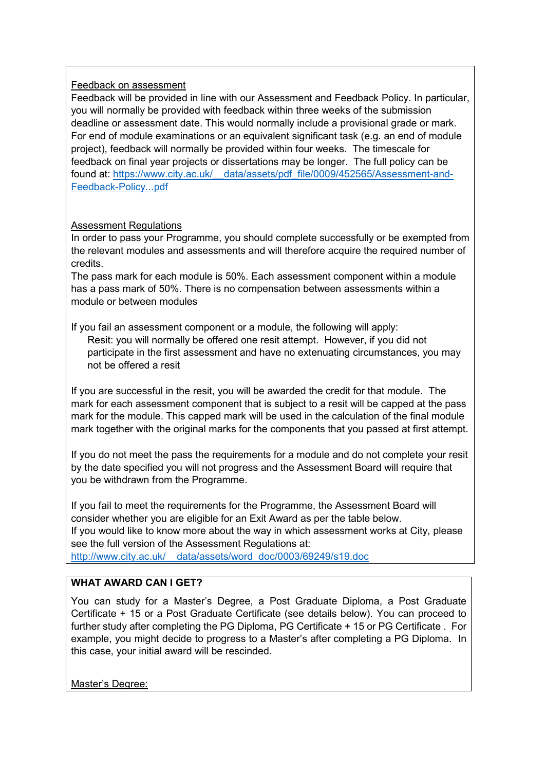Feedback on assessment

Feedback will be provided in line with our Assessment and Feedback Policy. In particular, you will normally be provided with feedback within three weeks of the submission deadline or assessment date. This would normally include a provisional grade or mark. For end of module examinations or an equivalent significant task (e.g. an end of module project), feedback will normally be provided within four weeks. The timescale for feedback on final year projects or dissertations may be longer. The full policy can be found at: https://www.city.ac.uk/__data/assets/pdf_file/0009/452565/Assessment-and-Feedback-Policy...pdf

Assessment Regulations

In order to pass your Programme, you should complete successfully or be exempted from the relevant modules and assessments and will therefore acquire the required number of credits.

The pass mark for each module is 50%. Each assessment component within a module has a pass mark of 50%. There is no compensation between assessments within a module or between modules

If you fail an assessment component or a module, the following will apply:

Resit: you will normally be offered one resit attempt. However, if you did not participate in the first assessment and have no extenuating circumstances, you may not be offered a resit

If you are successful in the resit, you will be awarded the credit for that module. The mark for each assessment component that is subject to a resit will be capped at the pass mark for the module. This capped mark will be used in the calculation of the final module mark together with the original marks for the components that you passed at first attempt.

If you do not meet the pass the requirements for a module and do not complete your resit by the date specified you will not progress and the Assessment Board will require that you be withdrawn from the Programme.

If you fail to meet the requirements for the Programme, the Assessment Board will consider whether you are eligible for an Exit Award as per the table below.

If you would like to know more about the way in which assessment works at City, please see the full version of the Assessment Regulations at: http://www.city.ac.uk/__data/assets/word_doc/0003/69249/s19.doc

**WHAT AWARD CAN I GET?**

You can study for a Master's Degree, a Post Graduate Diploma, a Post Graduate Certificate + 15 or a Post Graduate Certificate (see details below). You can proceed to further study after completing the PG Diploma, PG Certificate + 15 or PG Certificate . For example, you might decide to progress to a Master's after completing a PG Diploma. In this case, your initial award will be rescinded.

Master's Degree: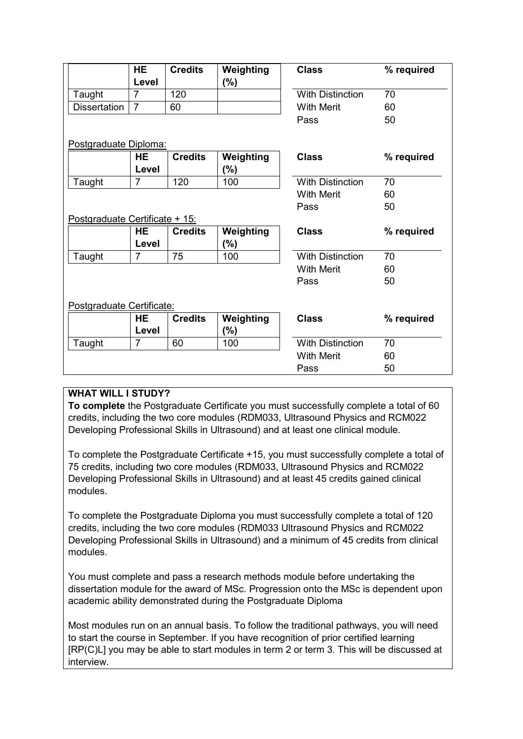| | HE Level | Credits | Weighting (%) |
|---|---|---|---|
| Taught | 7 | 120 | |
| Dissertation | 7 | 60 | |

| Class | % required |
|---|---|
| With Distinction | 70 |
| With Merit | 60 |
| Pass | 50 |

Postgraduate Diploma:

| | HE Level | Credits | Weighting (%) |
|---|---|---|---|
| Taught | 7 | 120 | 100 |

| Class | % required |
|---|---|
| With Distinction | 70 |
| With Merit | 60 |
| Pass | 50 |

Postgraduate Certificate + 15:

| | HE Level | Credits | Weighting (%) |
|---|---|---|---|
| Taught | 7 | 75 | 100 |

| Class | % required |
|---|---|
| With Distinction | 70 |
| With Merit | 60 |
| Pass | 50 |

Postgraduate Certificate:

| | HE Level | Credits | Weighting (%) |
|---|---|---|---|
| Taught | 7 | 60 | 100 |

| Class | % required |
|---|---|
| With Distinction | 70 |
| With Merit | 60 |
| Pass | 50 |

**WHAT WILL I STUDY?**

**To complete** the Postgraduate Certificate you must successfully complete a total of 60 credits, including the two core modules (RDM033, Ultrasound Physics and RCM022 Developing Professional Skills in Ultrasound) and at least one clinical module.

To complete the Postgraduate Certificate +15, you must successfully complete a total of 75 credits, including two core modules (RDM033, Ultrasound Physics and RCM022 Developing Professional Skills in Ultrasound) and at least 45 credits gained clinical modules.

To complete the Postgraduate Diploma you must successfully complete a total of 120 credits, including the two core modules (RDM033 Ultrasound Physics and RCM022 Developing Professional Skills in Ultrasound) and a minimum of 45 credits from clinical modules.

You must complete and pass a research methods module before undertaking the dissertation module for the award of MSc. Progression onto the MSc is dependent upon academic ability demonstrated during the Postgraduate Diploma

Most modules run on an annual basis. To follow the traditional pathways, you will need to start the course in September. If you have recognition of prior certified learning [RP(C)L] you may be able to start modules in term 2 or term 3. This will be discussed at interview.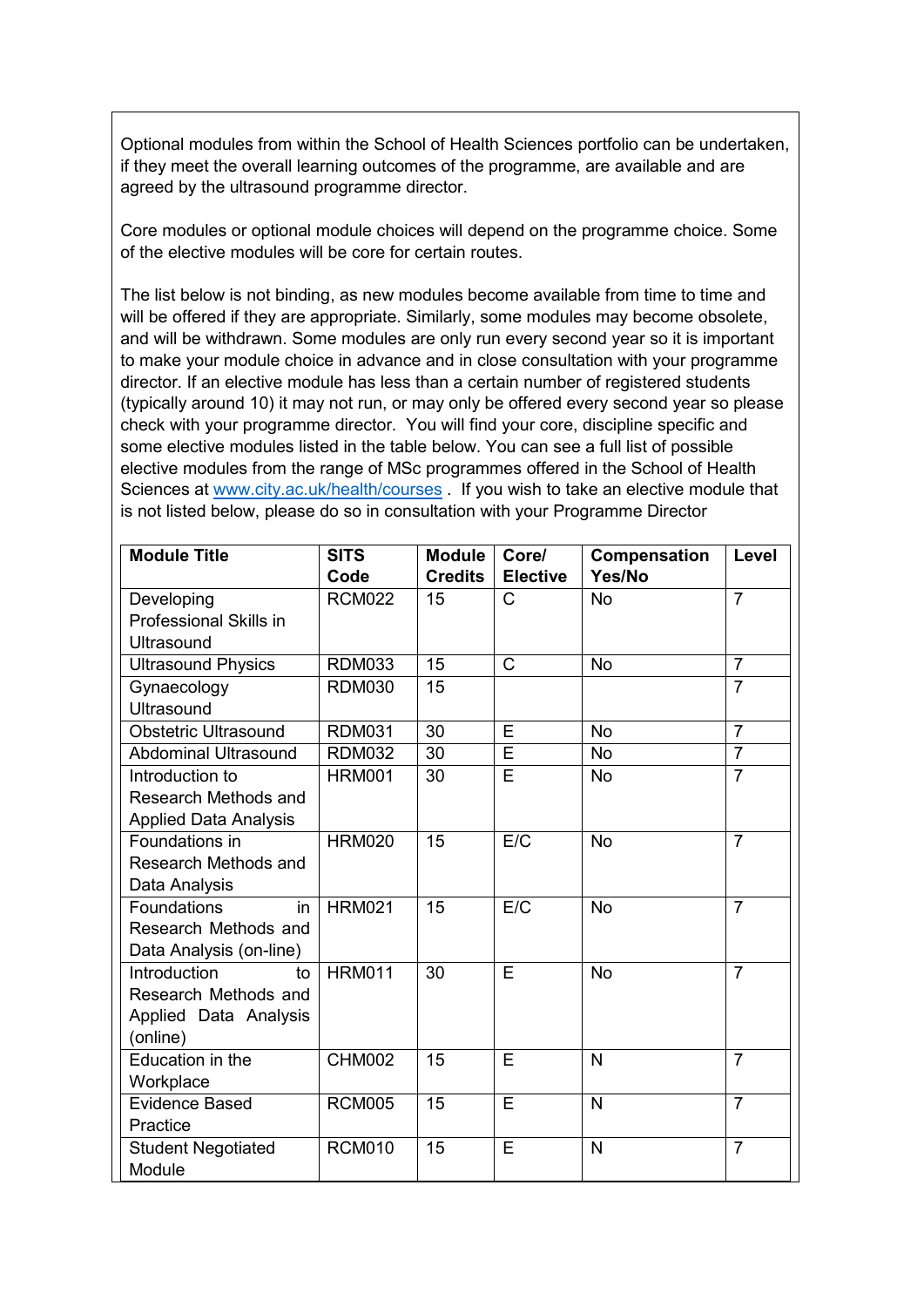Optional modules from within the School of Health Sciences portfolio can be undertaken, if they meet the overall learning outcomes of the programme, are available and are agreed by the ultrasound programme director.

Core modules or optional module choices will depend on the programme choice. Some of the elective modules will be core for certain routes.

The list below is not binding, as new modules become available from time to time and will be offered if they are appropriate. Similarly, some modules may become obsolete, and will be withdrawn. Some modules are only run every second year so it is important to make your module choice in advance and in close consultation with your programme director. If an elective module has less than a certain number of registered students (typically around 10) it may not run, or may only be offered every second year so please check with your programme director. You will find your core, discipline specific and some elective modules listed in the table below. You can see a full list of possible elective modules from the range of MSc programmes offered in the School of Health Sciences at [www.city.ac.uk/health/courses](www.city.ac.uk/health/courses) . If you wish to take an elective module that is not listed below, please do so in consultation with your Programme Director

| Module Title | SITS Code | Module Credits | Core/ Elective | Compensation Yes/No | Level |
|---|---|---|---|---|---|
| Developing Professional Skills in Ultrasound | RCM022 | 15 | C | No | 7 |
| Ultrasound Physics | RDM033 | 15 | C | No | 7 |
| Gynaecology Ultrasound | RDM030 | 15 | | | 7 |
| Obstetric Ultrasound | RDM031 | 30 | E | No | 7 |
| Abdominal Ultrasound | RDM032 | 30 | E | No | 7 |
| Introduction to Research Methods and Applied Data Analysis | HRM001 | 30 | E | No | 7 |
| Foundations in Research Methods and Data Analysis | HRM020 | 15 | E/C | No | 7 |
| Foundations in Research Methods and Data Analysis (on-line) | HRM021 | 15 | E/C | No | 7 |
| Introduction to Research Methods and Applied Data Analysis (online) | HRM011 | 30 | E | No | 7 |
| Education in the Workplace | CHM002 | 15 | E | N | 7 |
| Evidence Based Practice | RCM005 | 15 | E | N | 7 |
| Student Negotiated Module | RCM010 | 15 | E | N | 7 |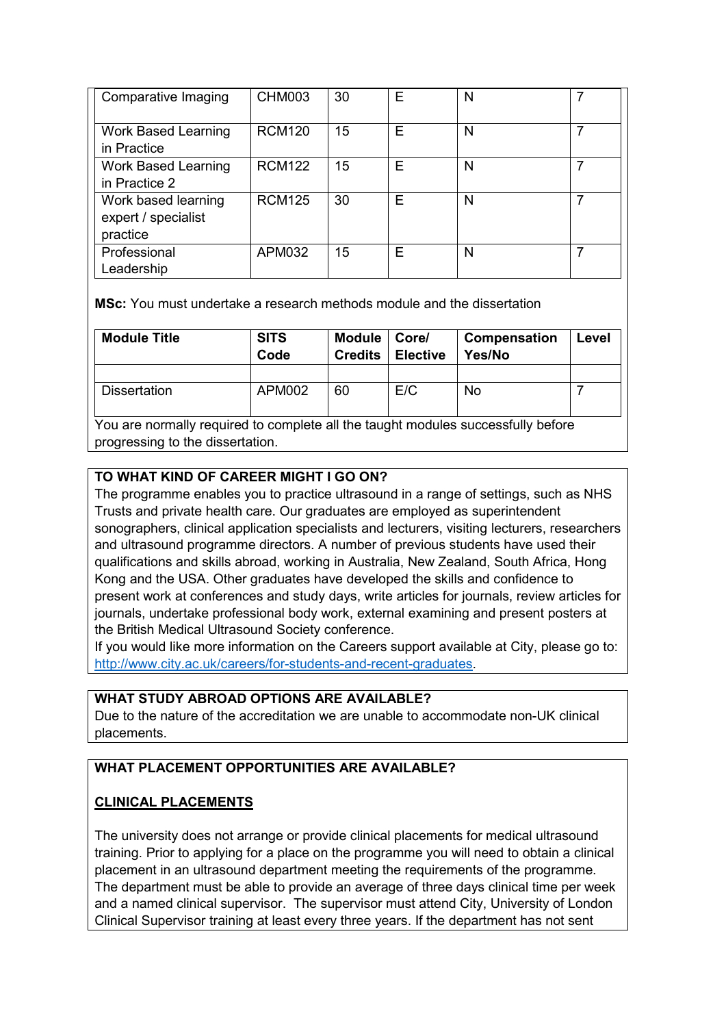| Comparative Imaging | CHM003 | 30 | E | N | 7 |
|---|---|---|---|---|---|
| Work Based Learning in Practice | RCM120 | 15 | E | N | 7 |
| Work Based Learning in Practice 2 | RCM122 | 15 | E | N | 7 |
| Work based learning expert / specialist practice | RCM125 | 30 | E | N | 7 |
| Professional Leadership | APM032 | 15 | E | N | 7 |

**MSc:** You must undertake a research methods module and the dissertation

| Module Title | SITS Code | Module Credits | Core/ Elective | Compensation Yes/No | Level |
|---|---|---|---|---|---|
| | | | | | |
| Dissertation | APM002 | 60 | E/C | No | 7 |

You are normally required to complete all the taught modules successfully before progressing to the dissertation.

**TO WHAT KIND OF CAREER MIGHT I GO ON?**

The programme enables you to practice ultrasound in a range of settings, such as NHS Trusts and private health care. Our graduates are employed as superintendent sonographers, clinical application specialists and lecturers, visiting lecturers, researchers and ultrasound programme directors. A number of previous students have used their qualifications and skills abroad, working in Australia, New Zealand, South Africa, Hong Kong and the USA. Other graduates have developed the skills and confidence to present work at conferences and study days, write articles for journals, review articles for journals, undertake professional body work, external examining and present posters at the British Medical Ultrasound Society conference.

If you would like more information on the Careers support available at City, please go to: [http://www.city.ac.uk/careers/for-students-and-recent-graduates](http://www.city.ac.uk/careers/for-students-and-recent-graduates).

**WHAT STUDY ABROAD OPTIONS ARE AVAILABLE?**

Due to the nature of the accreditation we are unable to accommodate non-UK clinical placements.

**WHAT PLACEMENT OPPORTUNITIES ARE AVAILABLE?**

**CLINICAL PLACEMENTS**

The university does not arrange or provide clinical placements for medical ultrasound training. Prior to applying for a place on the programme you will need to obtain a clinical placement in an ultrasound department meeting the requirements of the programme. The department must be able to provide an average of three days clinical time per week and a named clinical supervisor. The supervisor must attend City, University of London Clinical Supervisor training at least every three years. If the department has not sent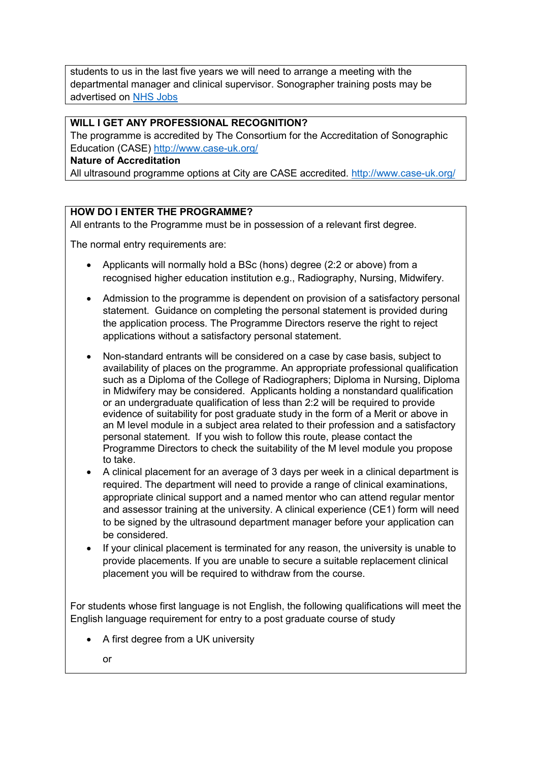students to us in the last five years we will need to arrange a meeting with the departmental manager and clinical supervisor. Sonographer training posts may be advertised on NHS Jobs

**WILL I GET ANY PROFESSIONAL RECOGNITION?**

The programme is accredited by The Consortium for the Accreditation of Sonographic Education (CASE) http://www.case-uk.org/

**Nature of Accreditation**

All ultrasound programme options at City are CASE accredited. http://www.case-uk.org/

**HOW DO I ENTER THE PROGRAMME?**

All entrants to the Programme must be in possession of a relevant first degree.

The normal entry requirements are:

- Applicants will normally hold a BSc (hons) degree (2:2 or above) from a recognised higher education institution e.g., Radiography, Nursing, Midwifery.
- Admission to the programme is dependent on provision of a satisfactory personal statement. Guidance on completing the personal statement is provided during the application process. The Programme Directors reserve the right to reject applications without a satisfactory personal statement.
- Non-standard entrants will be considered on a case by case basis, subject to availability of places on the programme. An appropriate professional qualification such as a Diploma of the College of Radiographers; Diploma in Nursing, Diploma in Midwifery may be considered. Applicants holding a nonstandard qualification or an undergraduate qualification of less than 2:2 will be required to provide evidence of suitability for post graduate study in the form of a Merit or above in an M level module in a subject area related to their profession and a satisfactory personal statement. If you wish to follow this route, please contact the Programme Directors to check the suitability of the M level module you propose to take.
- A clinical placement for an average of 3 days per week in a clinical department is required. The department will need to provide a range of clinical examinations, appropriate clinical support and a named mentor who can attend regular mentor and assessor training at the university. A clinical experience (CE1) form will need to be signed by the ultrasound department manager before your application can be considered.
- If your clinical placement is terminated for any reason, the university is unable to provide placements. If you are unable to secure a suitable replacement clinical placement you will be required to withdraw from the course.

For students whose first language is not English, the following qualifications will meet the English language requirement for entry to a post graduate course of study

- A first degree from a UK university

  or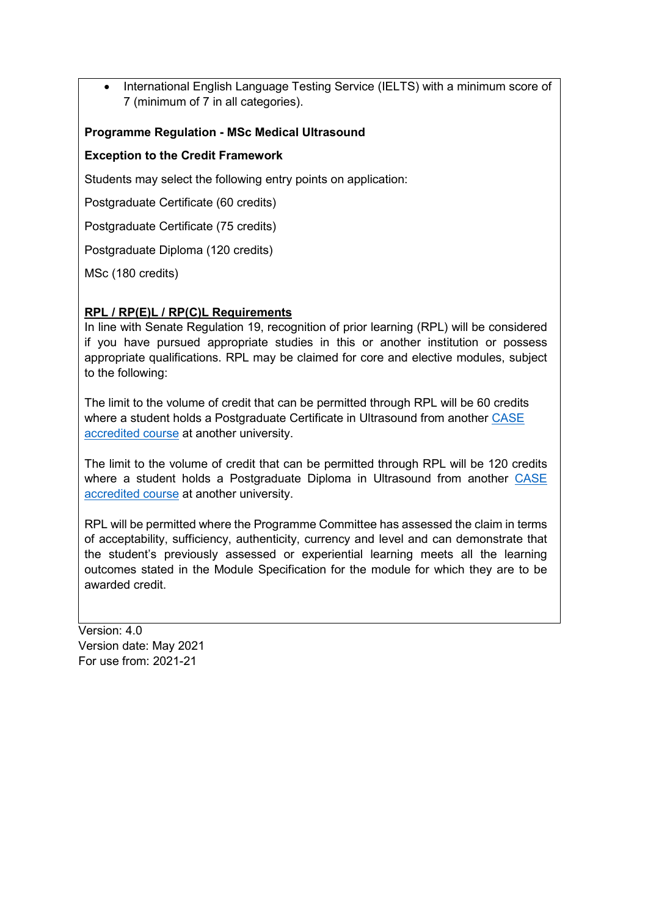- International English Language Testing Service (IELTS) with a minimum score of 7 (minimum of 7 in all categories).

**Programme Regulation - MSc Medical Ultrasound**

**Exception to the Credit Framework**

Students may select the following entry points on application:

Postgraduate Certificate (60 credits)

Postgraduate Certificate (75 credits)

Postgraduate Diploma (120 credits)

MSc (180 credits)

**RPL / RP(E)L / RP(C)L Requirements**

In line with Senate Regulation 19, recognition of prior learning (RPL) will be considered if you have pursued appropriate studies in this or another institution or possess appropriate qualifications. RPL may be claimed for core and elective modules, subject to the following:

The limit to the volume of credit that can be permitted through RPL will be 60 credits where a student holds a Postgraduate Certificate in Ultrasound from another CASE accredited course at another university.

The limit to the volume of credit that can be permitted through RPL will be 120 credits where a student holds a Postgraduate Diploma in Ultrasound from another CASE accredited course at another university.

RPL will be permitted where the Programme Committee has assessed the claim in terms of acceptability, sufficiency, authenticity, currency and level and can demonstrate that the student's previously assessed or experiential learning meets all the learning outcomes stated in the Module Specification for the module for which they are to be awarded credit.

Version: 4.0
Version date: May 2021
For use from: 2021-21